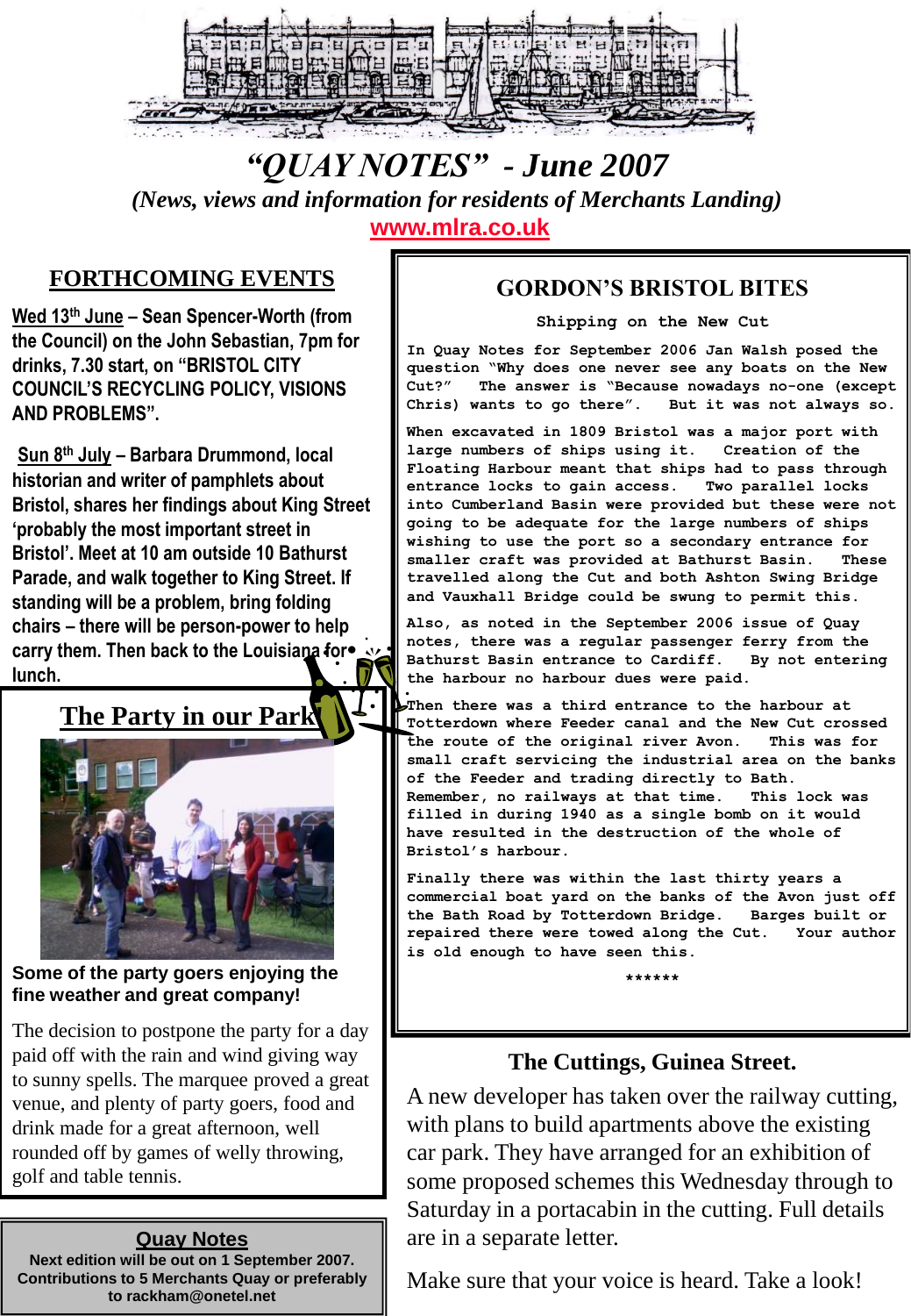# "QUAY NOTES" - June 2007

*(News, views and information for residents of Merchants Landing)*

www.mlra.co.uk

## FORTHCOMING EVENTS

**Wed 13th June – Sean Spencer-Worth (from the Council) on the John Sebastian, 7pm for drinks, 7.30 start, on "BRISTOL CITY COUNCIL'S RECYCLING POLICY, VISIONS AND PROBLEMS".**

**Sun 8th July – Barbara Drummond, local historian and writer of pamphlets about Bristol, shares her findings about King Street 'probably the most important street in Bristol'. Meet at 10 am outside 10 Bathurst Parade, and walk together to King Street. If standing will be a problem, bring folding chairs – there will be person-power to help carry them. Then back to the Louisiana for lunch.**

## The Party in our Park

**Some of the party goers enjoying the fine weather and great company!**

The decision to postpone the party for a day paid off with the rain and wind giving way to sunny spells. The marquee proved a great venue, and plenty of party goers, food and drink made for a great afternoon, well rounded off by games of welly throwing, golf and table tennis.

**Quay Notes**
**Next edition will be out on 1 September 2007. Contributions to 5 Merchants Quay or preferably to rackham@onetel.net**

## GORDON'S BRISTOL BITES

### Shipping on the New Cut

In Quay Notes for September 2006 Jan Walsh posed the question "Why does one never see any boats on the New Cut?" The answer is "Because nowadays no-one (except Chris) wants to go there". But it was not always so.

When excavated in 1809 Bristol was a major port with large numbers of ships using it. Creation of the Floating Harbour meant that ships had to pass through entrance locks to gain access. Two parallel locks into Cumberland Basin were provided but these were not going to be adequate for the large numbers of ships wishing to use the port so a secondary entrance for smaller craft was provided at Bathurst Basin. These travelled along the Cut and both Ashton Swing Bridge and Vauxhall Bridge could be swung to permit this.

Also, as noted in the September 2006 issue of Quay notes, there was a regular passenger ferry from the Bathurst Basin entrance to Cardiff. By not entering the harbour no harbour dues were paid.

Then there was a third entrance to the harbour at Totterdown where Feeder canal and the New Cut crossed the route of the original river Avon. This was for small craft servicing the industrial area on the banks of the Feeder and trading directly to Bath. Remember, no railways at that time. This lock was filled in during 1940 as a single bomb on it would have resulted in the destruction of the whole of Bristol's harbour.

Finally there was within the last thirty years a commercial boat yard on the banks of the Avon just off the Bath Road by Totterdown Bridge. Barges built or repaired there were towed along the Cut. Your author is old enough to have seen this.

******

## The Cuttings, Guinea Street.

A new developer has taken over the railway cutting, with plans to build apartments above the existing car park. They have arranged for an exhibition of some proposed schemes this Wednesday through to Saturday in a portacabin in the cutting. Full details are in a separate letter.

Make sure that your voice is heard. Take a look!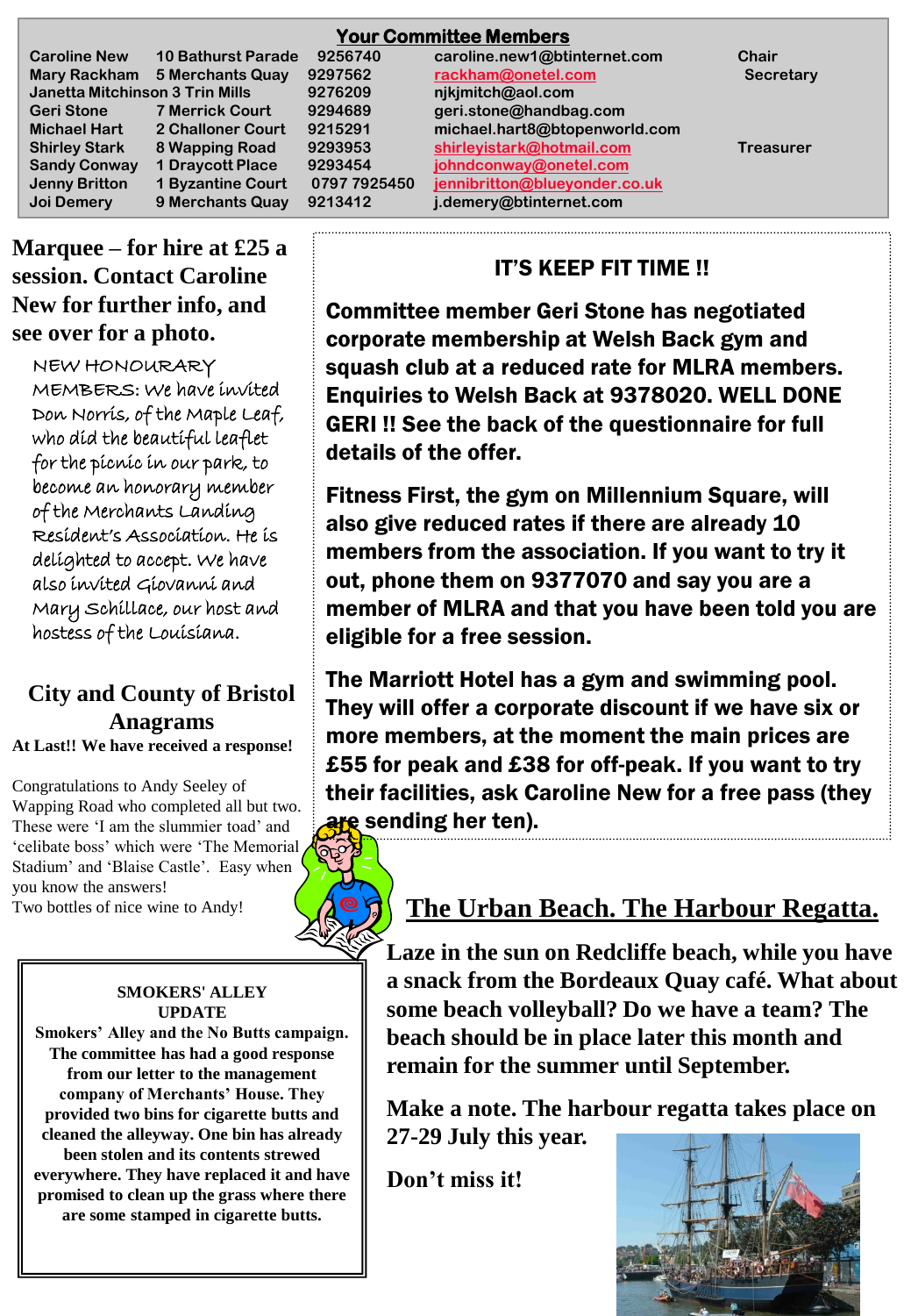## Your Committee Members

| | | | | |
|---|---|---|---|---|
| Caroline New | 10 Bathurst Parade | 9256740 | caroline.new1@btinternet.com | Chair |
| Mary Rackham | 5 Merchants Quay | 9297562 | rackham@onetel.com | Secretary |
| Janetta Mitchinson | 3 Trin Mills | 9276209 | njkjmitch@aol.com | |
| Geri Stone | 7 Merrick Court | 9294689 | geri.stone@handbag.com | |
| Michael Hart | 2 Challoner Court | 9215291 | michael.hart8@btopenworld.com | |
| Shirley Stark | 8 Wapping Road | 9293953 | shirleyistark@hotmail.com | Treasurer |
| Sandy Conway | 1 Draycott Place | 9293454 | johndconway@onetel.com | |
| Jenny Britton | 1 Byzantine Court | 0797 7925450 | jennibritton@blueyonder.co.uk | |
| Joi Demery | 9 Merchants Quay | 9213412 | j.demery@btinternet.com | |

**Marquee – for hire at £25 a session. Contact Caroline New for further info, and see over for a photo.**

NEW HONOURARY MEMBERS: We have invited Don Norris, of the Maple Leaf, who did the beautiful leaflet for the picnic in our park, to become an honorary member of the Merchants Landing Resident's Association. He is delighted to accept. We have also invited Giovanni and Mary Schillace, our host and hostess of the Louisiana.

## City and County of Bristol Anagrams

**At Last!! We have received a response!**

Congratulations to Andy Seeley of Wapping Road who completed all but two. These were 'I am the slummier toad' and 'celibate boss' which were 'The Memorial Stadium' and 'Blaise Castle'. Easy when you know the answers!
Two bottles of nice wine to Andy!

**SMOKERS' ALLEY UPDATE**

**Smokers' Alley and the No Butts campaign. The committee has had a good response from our letter to the management company of Merchants' House. They provided two bins for cigarette butts and cleaned the alleyway. One bin has already been stolen and its contents strewed everywhere. They have replaced it and have promised to clean up the grass where there are some stamped in cigarette butts.**

## IT'S KEEP FIT TIME !!

**Committee member Geri Stone has negotiated corporate membership at Welsh Back gym and squash club at a reduced rate for MLRA members. Enquiries to Welsh Back at 9378020. WELL DONE GERI !! See the back of the questionnaire for full details of the offer.**

**Fitness First, the gym on Millennium Square, will also give reduced rates if there are already 10 members from the association. If you want to try it out, phone them on 9377070 and say you are a member of MLRA and that you have been told you are eligible for a free session.**

**The Marriott Hotel has a gym and swimming pool. They will offer a corporate discount if we have six or more members, at the moment the main prices are £55 for peak and £38 for off-peak. If you want to try their facilities, ask Caroline New for a free pass (they are sending her ten).**

## The Urban Beach. The Harbour Regatta.

**Laze in the sun on Redcliffe beach, while you have a snack from the Bordeaux Quay café. What about some beach volleyball? Do we have a team? The beach should be in place later this month and remain for the summer until September.**

**Make a note. The harbour regatta takes place on 27-29 July this year.**

**Don't miss it!**